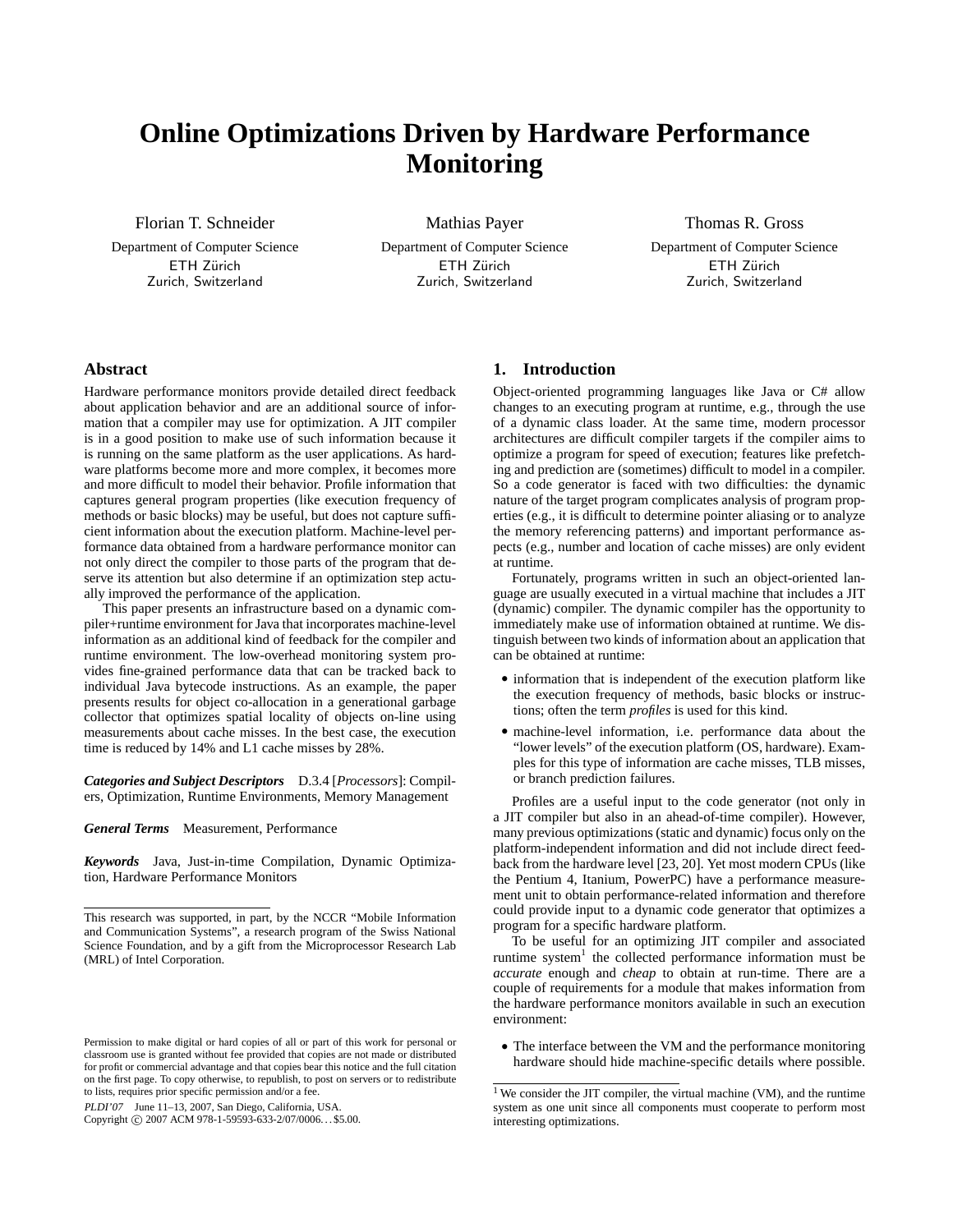# Online Optimizations Driven by Hardware Performance Monitoring

Florian T. Schneider
Department of Computer Science
ETH Zürich
Zurich, Switzerland

Mathias Payer
Department of Computer Science
ETH Zürich
Zurich, Switzerland

Thomas R. Gross
Department of Computer Science
ETH Zürich
Zurich, Switzerland

## Abstract

Hardware performance monitors provide detailed direct feedback about application behavior and are an additional source of information that a compiler may use for optimization. A JIT compiler is in a good position to make use of such information because it is running on the same platform as the user applications. As hardware platforms become more and more complex, it becomes more and more difficult to model their behavior. Profile information that captures general program properties (like execution frequency of methods or basic blocks) may be useful, but does not capture sufficient information about the execution platform. Machine-level performance data obtained from a hardware performance monitor can not only direct the compiler to those parts of the program that deserve its attention but also determine if an optimization step actually improved the performance of the application.

This paper presents an infrastructure based on a dynamic compiler+runtime environment for Java that incorporates machine-level information as an additional kind of feedback for the compiler and runtime environment. The low-overhead monitoring system provides fine-grained performance data that can be tracked back to individual Java bytecode instructions. As an example, the paper presents results for object co-allocation in a generational garbage collector that optimizes spatial locality of objects on-line using measurements about cache misses. In the best case, the execution time is reduced by 14% and L1 cache misses by 28%.

***Categories and Subject Descriptors*** D.3.4 [*Processors*]: Compilers, Optimization, Runtime Environments, Memory Management

***General Terms*** Measurement, Performance

***Keywords*** Java, Just-in-time Compilation, Dynamic Optimization, Hardware Performance Monitors

This research was supported, in part, by the NCCR "Mobile Information and Communication Systems", a research program of the Swiss National Science Foundation, and by a gift from the Microprocessor Research Lab (MRL) of Intel Corporation.

Permission to make digital or hard copies of all or part of this work for personal or classroom use is granted without fee provided that copies are not made or distributed for profit or commercial advantage and that copies bear this notice and the full citation on the first page. To copy otherwise, to republish, to post on servers or to redistribute to lists, requires prior specific permission and/or a fee.

*PLDI'07* June 11–13, 2007, San Diego, California, USA.
Copyright © 2007 ACM 978-1-59593-633-2/07/0006...$5.00.

## 1. Introduction

Object-oriented programming languages like Java or C# allow changes to an executing program at runtime, e.g., through the use of a dynamic class loader. At the same time, modern processor architectures are difficult compiler targets if the compiler aims to optimize a program for speed of execution; features like prefetching and prediction are (sometimes) difficult to model in a compiler. So a code generator is faced with two difficulties: the dynamic nature of the target program complicates analysis of program properties (e.g., it is difficult to determine pointer aliasing or to analyze the memory referencing patterns) and important performance aspects (e.g., number and location of cache misses) are only evident at runtime.

Fortunately, programs written in such an object-oriented language are usually executed in a virtual machine that includes a JIT (dynamic) compiler. The dynamic compiler has the opportunity to immediately make use of information obtained at runtime. We distinguish between two kinds of information about an application that can be obtained at runtime:

- information that is independent of the execution platform like the execution frequency of methods, basic blocks or instructions; often the term *profiles* is used for this kind.
- machine-level information, i.e. performance data about the "lower levels" of the execution platform (OS, hardware). Examples for this type of information are cache misses, TLB misses, or branch prediction failures.

Profiles are a useful input to the code generator (not only in a JIT compiler but also in an ahead-of-time compiler). However, many previous optimizations (static and dynamic) focus only on the platform-independent information and did not include direct feedback from the hardware level [23, 20]. Yet most modern CPUs (like the Pentium 4, Itanium, PowerPC) have a performance measurement unit to obtain performance-related information and therefore could provide input to a dynamic code generator that optimizes a program for a specific hardware platform.

To be useful for an optimizing JIT compiler and associated runtime system[1] the collected performance information must be *accurate* enough and *cheap* to obtain at run-time. There are a couple of requirements for a module that makes information from the hardware performance monitors available in such an execution environment:

- The interface between the VM and the performance monitoring hardware should hide machine-specific details where possible.

[1] We consider the JIT compiler, the virtual machine (VM), and the runtime system as one unit since all components must cooperate to perform most interesting optimizations.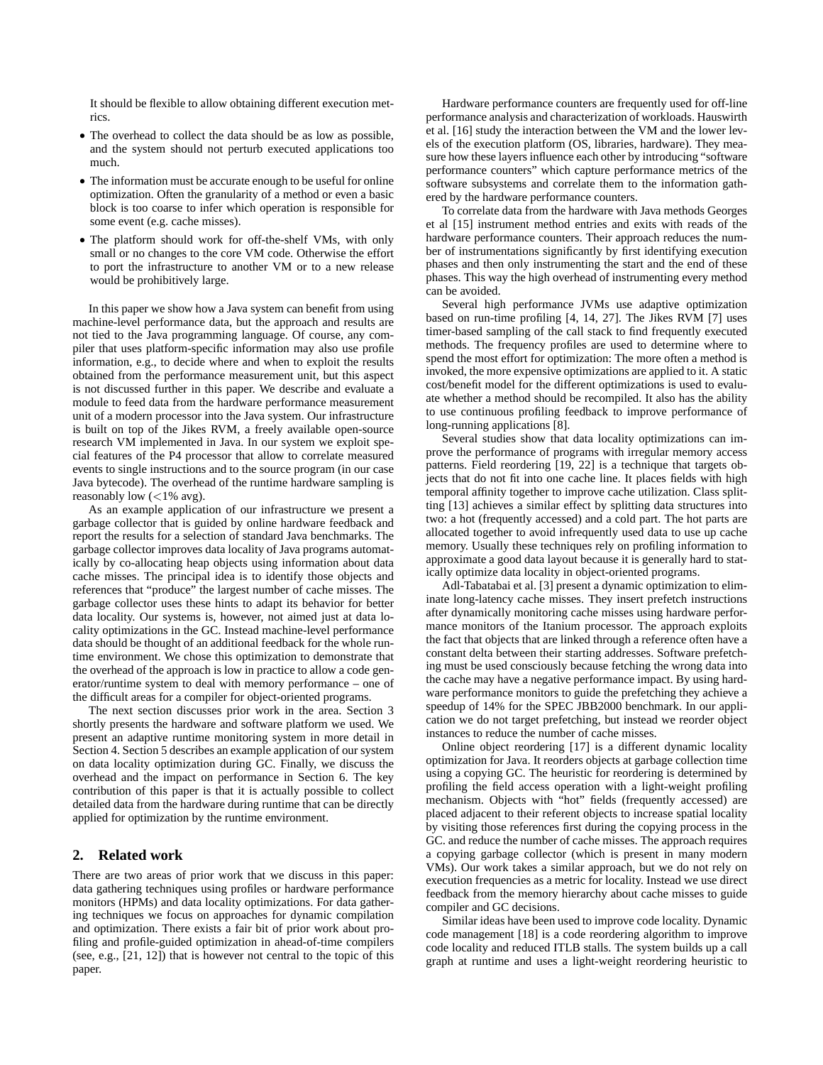It should be flexible to allow obtaining different execution metrics.

- The overhead to collect the data should be as low as possible, and the system should not perturb executed applications too much.
- The information must be accurate enough to be useful for online optimization. Often the granularity of a method or even a basic block is too coarse to infer which operation is responsible for some event (e.g. cache misses).
- The platform should work for off-the-shelf VMs, with only small or no changes to the core VM code. Otherwise the effort to port the infrastructure to another VM or to a new release would be prohibitively large.

In this paper we show how a Java system can benefit from using machine-level performance data, but the approach and results are not tied to the Java programming language. Of course, any compiler that uses platform-specific information may also use profile information, e.g., to decide where and when to exploit the results obtained from the performance measurement unit, but this aspect is not discussed further in this paper. We describe and evaluate a module to feed data from the hardware performance measurement unit of a modern processor into the Java system. Our infrastructure is built on top of the Jikes RVM, a freely available open-source research VM implemented in Java. In our system we exploit special features of the P4 processor that allow to correlate measured events to single instructions and to the source program (in our case Java bytecode). The overhead of the runtime hardware sampling is reasonably low (<1% avg).

As an example application of our infrastructure we present a garbage collector that is guided by online hardware feedback and report the results for a selection of standard Java benchmarks. The garbage collector improves data locality of Java programs automatically by co-allocating heap objects using information about data cache misses. The principal idea is to identify those objects and references that "produce" the largest number of cache misses. The garbage collector uses these hints to adapt its behavior for better data locality. Our systems is, however, not aimed just at data locality optimizations in the GC. Instead machine-level performance data should be thought of an additional feedback for the whole runtime environment. We chose this optimization to demonstrate that the overhead of the approach is low in practice to allow a code generator/runtime system to deal with memory performance – one of the difficult areas for a compiler for object-oriented programs.

The next section discusses prior work in the area. Section 3 shortly presents the hardware and software platform we used. We present an adaptive runtime monitoring system in more detail in Section 4. Section 5 describes an example application of our system on data locality optimization during GC. Finally, we discuss the overhead and the impact on performance in Section 6. The key contribution of this paper is that it is actually possible to collect detailed data from the hardware during runtime that can be directly applied for optimization by the runtime environment.

## 2. Related work

There are two areas of prior work that we discuss in this paper: data gathering techniques using profiles or hardware performance monitors (HPMs) and data locality optimizations. For data gathering techniques we focus on approaches for dynamic compilation and optimization. There exists a fair bit of prior work about profiling and profile-guided optimization in ahead-of-time compilers (see, e.g., [21, 12]) that is however not central to the topic of this paper.

Hardware performance counters are frequently used for off-line performance analysis and characterization of workloads. Hauswirth et al. [16] study the interaction between the VM and the lower levels of the execution platform (OS, libraries, hardware). They measure how these layers influence each other by introducing "software performance counters" which capture performance metrics of the software subsystems and correlate them to the information gathered by the hardware performance counters.

To correlate data from the hardware with Java methods Georges et al [15] instrument method entries and exits with reads of the hardware performance counters. Their approach reduces the number of instrumentations significantly by first identifying execution phases and then only instrumenting the start and the end of these phases. This way the high overhead of instrumenting every method can be avoided.

Several high performance JVMs use adaptive optimization based on run-time profiling [4, 14, 27]. The Jikes RVM [7] uses timer-based sampling of the call stack to find frequently executed methods. The frequency profiles are used to determine where to spend the most effort for optimization: The more often a method is invoked, the more expensive optimizations are applied to it. A static cost/benefit model for the different optimizations is used to evaluate whether a method should be recompiled. It also has the ability to use continuous profiling feedback to improve performance of long-running applications [8].

Several studies show that data locality optimizations can improve the performance of programs with irregular memory access patterns. Field reordering [19, 22] is a technique that targets objects that do not fit into one cache line. It places fields with high temporal affinity together to improve cache utilization. Class splitting [13] achieves a similar effect by splitting data structures into two: a hot (frequently accessed) and a cold part. The hot parts are allocated together to avoid infrequently used data to use up cache memory. Usually these techniques rely on profiling information to approximate a good data layout because it is generally hard to statically optimize data locality in object-oriented programs.

Adl-Tabatabai et al. [3] present a dynamic optimization to eliminate long-latency cache misses. They insert prefetch instructions after dynamically monitoring cache misses using hardware performance monitors of the Itanium processor. The approach exploits the fact that objects that are linked through a reference often have a constant delta between their starting addresses. Software prefetching must be used consciously because fetching the wrong data into the cache may have a negative performance impact. By using hardware performance monitors to guide the prefetching they achieve a speedup of 14% for the SPEC JBB2000 benchmark. In our application we do not target prefetching, but instead we reorder object instances to reduce the number of cache misses.

Online object reordering [17] is a different dynamic locality optimization for Java. It reorders objects at garbage collection time using a copying GC. The heuristic for reordering is determined by profiling the field access operation with a light-weight profiling mechanism. Objects with "hot" fields (frequently accessed) are placed adjacent to their referent objects to increase spatial locality by visiting those references first during the copying process in the GC. and reduce the number of cache misses. The approach requires a copying garbage collector (which is present in many modern VMs). Our work takes a similar approach, but we do not rely on execution frequencies as a metric for locality. Instead we use direct feedback from the memory hierarchy about cache misses to guide compiler and GC decisions.

Similar ideas have been used to improve code locality. Dynamic code management [18] is a code reordering algorithm to improve code locality and reduced ITLB stalls. The system builds up a call graph at runtime and uses a light-weight reordering heuristic to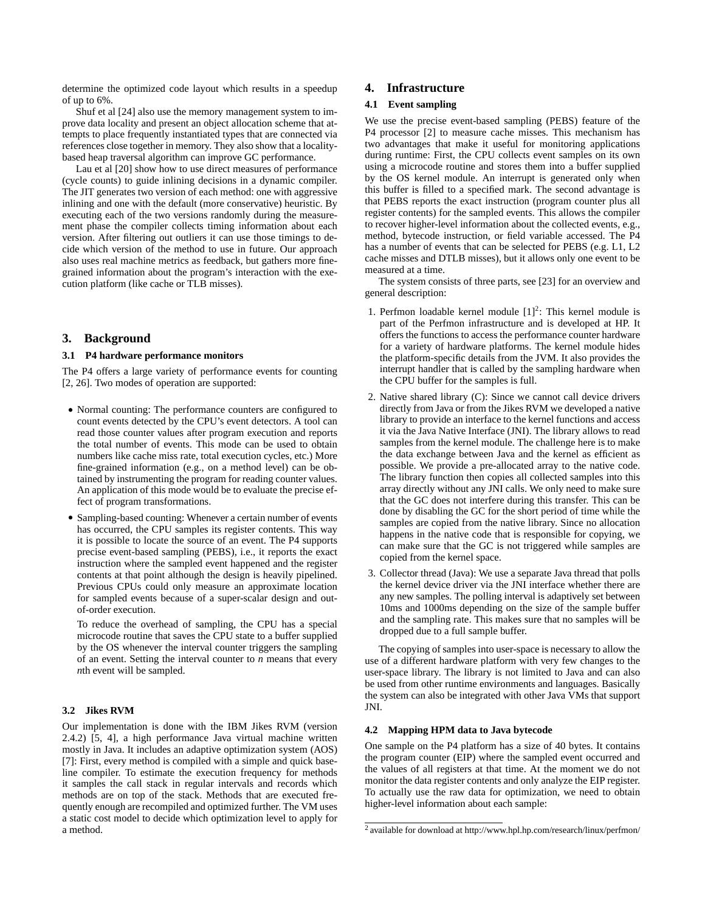determine the optimized code layout which results in a speedup of up to 6%.

Shuf et al [24] also use the memory management system to improve data locality and present an object allocation scheme that attempts to place frequently instantiated types that are connected via references close together in memory. They also show that a locality-based heap traversal algorithm can improve GC performance.

Lau et al [20] show how to use direct measures of performance (cycle counts) to guide inlining decisions in a dynamic compiler. The JIT generates two version of each method: one with aggressive inlining and one with the default (more conservative) heuristic. By executing each of the two versions randomly during the measurement phase the compiler collects timing information about each version. After filtering out outliers it can use those timings to decide which version of the method to use in future. Our approach also uses real machine metrics as feedback, but gathers more fine-grained information about the program's interaction with the execution platform (like cache or TLB misses).

## 3. Background

### 3.1 P4 hardware performance monitors

The P4 offers a large variety of performance events for counting [2, 26]. Two modes of operation are supported:

- Normal counting: The performance counters are configured to count events detected by the CPU's event detectors. A tool can read those counter values after program execution and reports the total number of events. This mode can be used to obtain numbers like cache miss rate, total execution cycles, etc.) More fine-grained information (e.g., on a method level) can be obtained by instrumenting the program for reading counter values. An application of this mode would be to evaluate the precise effect of program transformations.
- Sampling-based counting: Whenever a certain number of events has occurred, the CPU samples its register contents. This way it is possible to locate the source of an event. The P4 supports precise event-based sampling (PEBS), i.e., it reports the exact instruction where the sampled event happened and the register contents at that point although the design is heavily pipelined. Previous CPUs could only measure an approximate location for sampled events because of a super-scalar design and out-of-order execution.

  To reduce the overhead of sampling, the CPU has a special microcode routine that saves the CPU state to a buffer supplied by the OS whenever the interval counter triggers the sampling of an event. Setting the interval counter to $n$ means that every $n$th event will be sampled.

### 3.2 Jikes RVM

Our implementation is done with the IBM Jikes RVM (version 2.4.2) [5, 4], a high performance Java virtual machine written mostly in Java. It includes an adaptive optimization system (AOS) [7]: First, every method is compiled with a simple and quick baseline compiler. To estimate the execution frequency for methods it samples the call stack in regular intervals and records which methods are on top of the stack. Methods that are executed frequently enough are recompiled and optimized further. The VM uses a static cost model to decide which optimization level to apply for a method.

## 4. Infrastructure

### 4.1 Event sampling

We use the precise event-based sampling (PEBS) feature of the P4 processor [2] to measure cache misses. This mechanism has two advantages that make it useful for monitoring applications during runtime: First, the CPU collects event samples on its own using a microcode routine and stores them into a buffer supplied by the OS kernel module. An interrupt is generated only when this buffer is filled to a specified mark. The second advantage is that PEBS reports the exact instruction (program counter plus all register contents) for the sampled events. This allows the compiler to recover higher-level information about the collected events, e.g., method, bytecode instruction, or field variable accessed. The P4 has a number of events that can be selected for PEBS (e.g. L1, L2 cache misses and DTLB misses), but it allows only one event to be measured at a time.

The system consists of three parts, see [23] for an overview and general description:

1. Perfmon loadable kernel module [1][2]: This kernel module is part of the Perfmon infrastructure and is developed at HP. It offers the functions to access the performance counter hardware for a variety of hardware platforms. The kernel module hides the platform-specific details from the JVM. It also provides the interrupt handler that is called by the sampling hardware when the CPU buffer for the samples is full.
2. Native shared library (C): Since we cannot call device drivers directly from Java or from the Jikes RVM we developed a native library to provide an interface to the kernel functions and access it via the Java Native Interface (JNI). The library allows to read samples from the kernel module. The challenge here is to make the data exchange between Java and the kernel as efficient as possible. We provide a pre-allocated array to the native code. The library function then copies all collected samples into this array directly without any JNI calls. We only need to make sure that the GC does not interfere during this transfer. This can be done by disabling the GC for the short period of time while the samples are copied from the native library. Since no allocation happens in the native code that is responsible for copying, we can make sure that the GC is not triggered while samples are copied from the kernel space.
3. Collector thread (Java): We use a separate Java thread that polls the kernel device driver via the JNI interface whether there are any new samples. The polling interval is adaptively set between 10ms and 1000ms depending on the size of the sample buffer and the sampling rate. This makes sure that no samples will be dropped due to a full sample buffer.

The copying of samples into user-space is necessary to allow the use of a different hardware platform with very few changes to the user-space library. The library is not limited to Java and can also be used from other runtime environments and languages. Basically the system can also be integrated with other Java VMs that support JNI.

### 4.2 Mapping HPM data to Java bytecode

One sample on the P4 platform has a size of 40 bytes. It contains the program counter (EIP) where the sampled event occurred and the values of all registers at that time. At the moment we do not monitor the data register contents and only analyze the EIP register. To actually use the raw data for optimization, we need to obtain higher-level information about each sample:

[2] available for download at http://www.hpl.hp.com/research/linux/perfmon/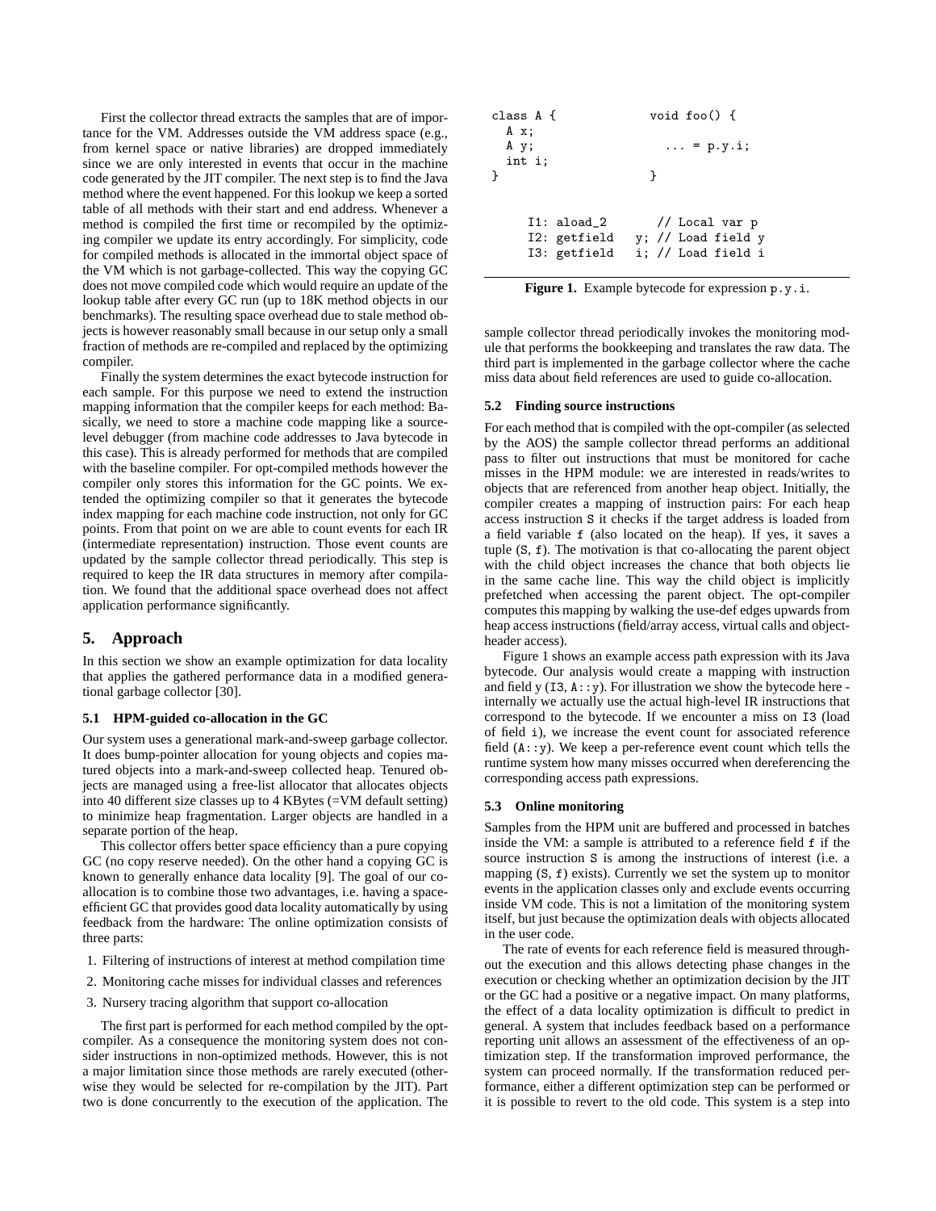First the collector thread extracts the samples that are of importance for the VM. Addresses outside the VM address space (e.g., from kernel space or native libraries) are dropped immediately since we are only interested in events that occur in the machine code generated by the JIT compiler. The next step is to find the Java method where the event happened. For this lookup we keep a sorted table of all methods with their start and end address. Whenever a method is compiled the first time or recompiled by the optimizing compiler we update its entry accordingly. For simplicity, code for compiled methods is allocated in the immortal object space of the VM which is not garbage-collected. This way the copying GC does not move compiled code which would require an update of the lookup table after every GC run (up to 18K method objects in our benchmarks). The resulting space overhead due to stale method objects is however reasonably small because in our setup only a small fraction of methods are re-compiled and replaced by the optimizing compiler.

Finally the system determines the exact bytecode instruction for each sample. For this purpose we need to extend the instruction mapping information that the compiler keeps for each method: Basically, we need to store a machine code mapping like a source-level debugger (from machine code addresses to Java bytecode in this case). This is already performed for methods that are compiled with the baseline compiler. For opt-compiled methods however the compiler only stores this information for the GC points. We extended the optimizing compiler so that it generates the bytecode index mapping for each machine code instruction, not only for GC points. From that point on we are able to count events for each IR (intermediate representation) instruction. Those event counts are updated by the sample collector thread periodically. This step is required to keep the IR data structures in memory after compilation. We found that the additional space overhead does not affect application performance significantly.

## 5. Approach

In this section we show an example optimization for data locality that applies the gathered performance data in a modified generational garbage collector [30].

### 5.1 HPM-guided co-allocation in the GC

Our system uses a generational mark-and-sweep garbage collector. It does bump-pointer allocation for young objects and copies matured objects into a mark-and-sweep collected heap. Tenured objects are managed using a free-list allocator that allocates objects into 40 different size classes up to 4 KBytes (=VM default setting) to minimize heap fragmentation. Larger objects are handled in a separate portion of the heap.

This collector offers better space efficiency than a pure copying GC (no copy reserve needed). On the other hand a copying GC is known to generally enhance data locality [9]. The goal of our co-allocation is to combine those two advantages, i.e. having a space-efficient GC that provides good data locality automatically by using feedback from the hardware: The online optimization consists of three parts:

1. Filtering of instructions of interest at method compilation time
2. Monitoring cache misses for individual classes and references
3. Nursery tracing algorithm that support co-allocation

The first part is performed for each method compiled by the opt-compiler. As a consequence the monitoring system does not consider instructions in non-optimized methods. However, this is not a major limitation since those methods are rarely executed (otherwise they would be selected for re-compilation by the JIT). Part two is done concurrently to the execution of the application. The sample collector thread periodically invokes the monitoring module that performs the bookkeeping and translates the raw data. The third part is implemented in the garbage collector where the cache miss data about field references are used to guide co-allocation.

```
class A {                void foo() {
  A x;
  A y;                     ... = p.y.i;
  int i;
}                        }


     I1: aload_2         // Local var p
     I2: getfield   y; // Load field y
     I3: getfield   i; // Load field i
```

**Figure 1.** Example bytecode for expression p.y.i.

### 5.2 Finding source instructions

For each method that is compiled with the opt-compiler (as selected by the AOS) the sample collector thread performs an additional pass to filter out instructions that must be monitored for cache misses in the HPM module: we are interested in reads/writes to objects that are referenced from another heap object. Initially, the compiler creates a mapping of instruction pairs: For each heap access instruction S it checks if the target address is loaded from a field variable f (also located on the heap). If yes, it saves a tuple (S, f). The motivation is that co-allocating the parent object with the child object increases the chance that both objects lie in the same cache line. This way the child object is implicitly prefetched when accessing the parent object. The opt-compiler computes this mapping by walking the use-def edges upwards from heap access instructions (field/array access, virtual calls and object-header access).

Figure 1 shows an example access path expression with its Java bytecode. Our analysis would create a mapping with instruction and field y (I3, A::y). For illustration we show the bytecode here - internally we actually use the actual high-level IR instructions that correspond to the bytecode. If we encounter a miss on I3 (load of field i), we increase the event count for associated reference field (A::y). We keep a per-reference event count which tells the runtime system how many misses occurred when dereferencing the corresponding access path expressions.

### 5.3 Online monitoring

Samples from the HPM unit are buffered and processed in batches inside the VM: a sample is attributed to a reference field f if the source instruction S is among the instructions of interest (i.e. a mapping (S, f) exists). Currently we set the system up to monitor events in the application classes only and exclude events occurring inside VM code. This is not a limitation of the monitoring system itself, but just because the optimization deals with objects allocated in the user code.

The rate of events for each reference field is measured throughout the execution and this allows detecting phase changes in the execution or checking whether an optimization decision by the JIT or the GC had a positive or a negative impact. On many platforms, the effect of a data locality optimization is difficult to predict in general. A system that includes feedback based on a performance reporting unit allows an assessment of the effectiveness of an optimization step. If the transformation improved performance, the system can proceed normally. If the transformation reduced performance, either a different optimization step can be performed or it is possible to revert to the old code. This system is a step into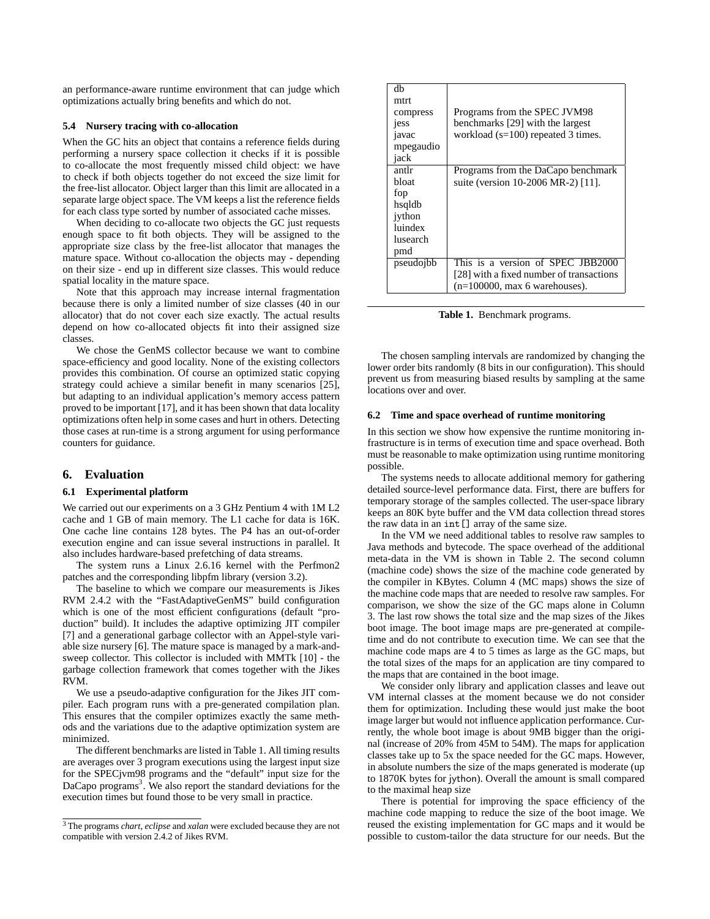an performance-aware runtime environment that can judge which optimizations actually bring benefits and which do not.

### 5.4 Nursery tracing with co-allocation

When the GC hits an object that contains a reference fields during performing a nursery space collection it checks if it is possible to co-allocate the most frequently missed child object: we have to check if both objects together do not exceed the size limit for the free-list allocator. Object larger than this limit are allocated in a separate large object space. The VM keeps a list the reference fields for each class type sorted by number of associated cache misses.

When deciding to co-allocate two objects the GC just requests enough space to fit both objects. They will be assigned to the appropriate size class by the free-list allocator that manages the mature space. Without co-allocation the objects may - depending on their size - end up in different size classes. This would reduce spatial locality in the mature space.

Note that this approach may increase internal fragmentation because there is only a limited number of size classes (40 in our allocator) that do not cover each size exactly. The actual results depend on how co-allocated objects fit into their assigned size classes.

We chose the GenMS collector because we want to combine space-efficiency and good locality. None of the existing collectors provides this combination. Of course an optimized static copying strategy could achieve a similar benefit in many scenarios [25], but adapting to an individual application's memory access pattern proved to be important [17], and it has been shown that data locality optimizations often help in some cases and hurt in others. Detecting those cases at run-time is a strong argument for using performance counters for guidance.

## 6. Evaluation

### 6.1 Experimental platform

We carried out our experiments on a 3 GHz Pentium 4 with 1M L2 cache and 1 GB of main memory. The L1 cache for data is 16K. One cache line contains 128 bytes. The P4 has an out-of-order execution engine and can issue several instructions in parallel. It also includes hardware-based prefetching of data streams.

The system runs a Linux 2.6.16 kernel with the Perfmon2 patches and the corresponding libpfm library (version 3.2).

The baseline to which we compare our measurements is Jikes RVM 2.4.2 with the "FastAdaptiveGenMS" build configuration which is one of the most efficient configurations (default "production" build). It includes the adaptive optimizing JIT compiler [7] and a generational garbage collector with an Appel-style variable size nursery [6]. The mature space is managed by a mark-and-sweep collector. This collector is included with MMTk [10] - the garbage collection framework that comes together with the Jikes RVM.

We use a pseudo-adaptive configuration for the Jikes JIT compiler. Each program runs with a pre-generated compilation plan. This ensures that the compiler optimizes exactly the same methods and the variations due to the adaptive optimization system are minimized.

The different benchmarks are listed in Table 1. All timing results are averages over 3 program executions using the largest input size for the SPECjvm98 programs and the "default" input size for the DaCapo programs[3]. We also report the standard deviations for the execution times but found those to be very small in practice.

[3] The programs *chart*, *eclipse* and *xalan* were excluded because they are not compatible with version 2.4.2 of Jikes RVM.

| Program | Description |
|---|---|
| db<br>mtrt<br>compress<br>jess<br>javac<br>mpegaudio<br>jack | Programs from the SPEC JVM98 benchmarks [29] with the largest workload (s=100) repeated 3 times. |
| antlr<br>bloat<br>fop<br>hsqldb<br>jython<br>luindex<br>lusearch<br>pmd | Programs from the DaCapo benchmark suite (version 10-2006 MR-2) [11]. |
| pseudojbb | This is a version of SPEC JBB2000 [28] with a fixed number of transactions (n=100000, max 6 warehouses). |

**Table 1.** Benchmark programs.

The chosen sampling intervals are randomized by changing the lower order bits randomly (8 bits in our configuration). This should prevent us from measuring biased results by sampling at the same locations over and over.

### 6.2 Time and space overhead of runtime monitoring

In this section we show how expensive the runtime monitoring infrastructure is in terms of execution time and space overhead. Both must be reasonable to make optimization using runtime monitoring possible.

The systems needs to allocate additional memory for gathering detailed source-level performance data. First, there are buffers for temporary storage of the samples collected. The user-space library keeps an 80K byte buffer and the VM data collection thread stores the raw data in an `int[]` array of the same size.

In the VM we need additional tables to resolve raw samples to Java methods and bytecode. The space overhead of the additional meta-data in the VM is shown in Table 2. The second column (machine code) shows the size of the machine code generated by the compiler in KBytes. Column 4 (MC maps) shows the size of the machine code maps that are needed to resolve raw samples. For comparison, we show the size of the GC maps alone in Column 3. The last row shows the total size and the map sizes of the Jikes boot image. The boot image maps are pre-generated at compile-time and do not contribute to execution time. We can see that the machine code maps are 4 to 5 times as large as the GC maps, but the total sizes of the maps for an application are tiny compared to the maps that are contained in the boot image.

We consider only library and application classes and leave out VM internal classes at the moment because we do not consider them for optimization. Including these would just make the boot image larger but would not influence application performance. Currently, the whole boot image is about 9MB bigger than the original (increase of 20% from 45M to 54M). The maps for application classes take up to 5x the space needed for the GC maps. However, in absolute numbers the size of the maps generated is moderate (up to 1870K bytes for jython). Overall the amount is small compared to the maximal heap size

There is potential for improving the space efficiency of the machine code mapping to reduce the size of the boot image. We reused the existing implementation for GC maps and it would be possible to custom-tailor the data structure for our needs. But the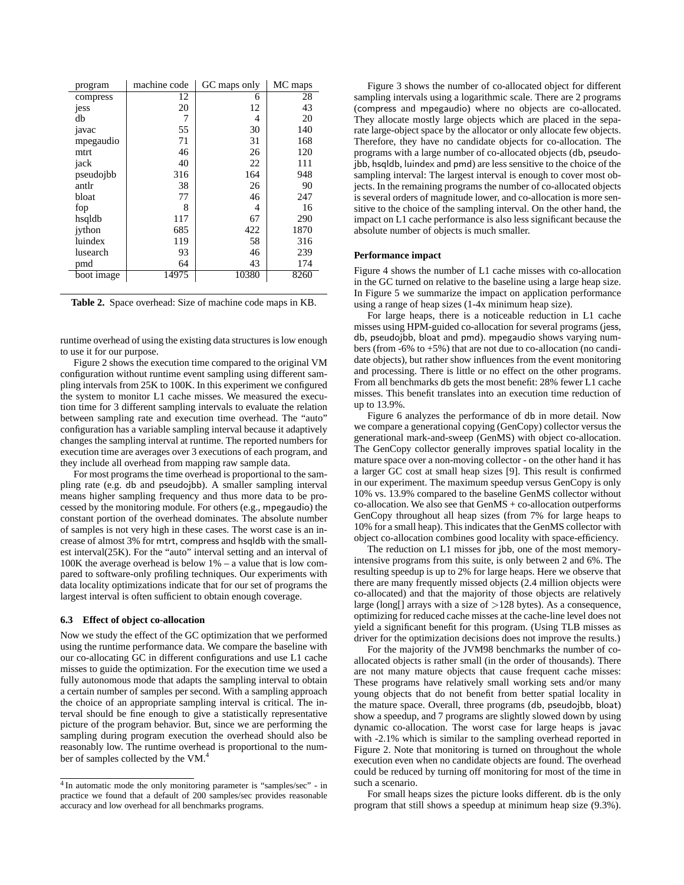| program | machine code | GC maps only | MC maps |
|---|---|---|---|
| compress | 12 | 6 | 28 |
| jess | 20 | 12 | 43 |
| db | 7 | 4 | 20 |
| javac | 55 | 30 | 140 |
| mpegaudio | 71 | 31 | 168 |
| mtrt | 46 | 26 | 120 |
| jack | 40 | 22 | 111 |
| pseudojbb | 316 | 164 | 948 |
| antlr | 38 | 26 | 90 |
| bloat | 77 | 46 | 247 |
| fop | 8 | 4 | 16 |
| hsqldb | 117 | 67 | 290 |
| jython | 685 | 422 | 1870 |
| luindex | 119 | 58 | 316 |
| lusearch | 93 | 46 | 239 |
| pmd | 64 | 43 | 174 |
| boot image | 14975 | 10380 | 8260 |

**Table 2.** Space overhead: Size of machine code maps in KB.

runtime overhead of using the existing data structures is low enough to use it for our purpose.

Figure 2 shows the execution time compared to the original VM configuration without runtime event sampling using different sampling intervals from 25K to 100K. In this experiment we configured the system to monitor L1 cache misses. We measured the execution time for 3 different sampling intervals to evaluate the relation between sampling rate and execution time overhead. The "auto" configuration has a variable sampling interval because it adaptively changes the sampling interval at runtime. The reported numbers for execution time are averages over 3 executions of each program, and they include all overhead from mapping raw sample data.

For most programs the time overhead is proportional to the sampling rate (e.g. db and pseudojbb). A smaller sampling interval means higher sampling frequency and thus more data to be processed by the monitoring module. For others (e.g., mpegaudio) the constant portion of the overhead dominates. The absolute number of samples is not very high in these cases. The worst case is an increase of almost 3% for mtrt, compress and hsqldb with the smallest interval(25K). For the "auto" interval setting and an interval of 100K the average overhead is below 1% – a value that is low compared to software-only profiling techniques. Our experiments with data locality optimizations indicate that for our set of programs the largest interval is often sufficient to obtain enough coverage.

### 6.3 Effect of object co-allocation

Now we study the effect of the GC optimization that we performed using the runtime performance data. We compare the baseline with our co-allocating GC in different configurations and use L1 cache misses to guide the optimization. For the execution time we used a fully autonomous mode that adapts the sampling interval to obtain a certain number of samples per second. With a sampling approach the choice of an appropriate sampling interval is critical. The interval should be fine enough to give a statistically representative picture of the program behavior. But, since we are performing the sampling during program execution the overhead should also be reasonably low. The runtime overhead is proportional to the number of samples collected by the VM.[4]

[4] In automatic mode the only monitoring parameter is "samples/sec" - in practice we found that a default of 200 samples/sec provides reasonable accuracy and low overhead for all benchmarks programs.

Figure 3 shows the number of co-allocated object for different sampling intervals using a logarithmic scale. There are 2 programs (compress and mpegaudio) where no objects are co-allocated. They allocate mostly large objects which are placed in the separate large-object space by the allocator or only allocate few objects. Therefore, they have no candidate objects for co-allocation. The programs with a large number of co-allocated objects (db, pseudojbb, hsqldb, luindex and pmd) are less sensitive to the choice of the sampling interval: The largest interval is enough to cover most objects. In the remaining programs the number of co-allocated objects is several orders of magnitude lower, and co-allocation is more sensitive to the choice of the sampling interval. On the other hand, the impact on L1 cache performance is also less significant because the absolute number of objects is much smaller.

**Performance impact**

Figure 4 shows the number of L1 cache misses with co-allocation in the GC turned on relative to the baseline using a large heap size. In Figure 5 we summarize the impact on application performance using a range of heap sizes (1-4x minimum heap size).

For large heaps, there is a noticeable reduction in L1 cache misses using HPM-guided co-allocation for several programs (jess, db, pseudojbb, bloat and pmd). mpegaudio shows varying numbers (from -6% to +5%) that are not due to co-allocation (no candidate objects), but rather show influences from the event monitoring and processing. There is little or no effect on the other programs. From all benchmarks db gets the most benefit: 28% fewer L1 cache misses. This benefit translates into an execution time reduction of up to 13.9%.

Figure 6 analyzes the performance of db in more detail. Now we compare a generational copying (GenCopy) collector versus the generational mark-and-sweep (GenMS) with object co-allocation. The GenCopy collector generally improves spatial locality in the mature space over a non-moving collector - on the other hand it has a larger GC cost at small heap sizes [9]. This result is confirmed in our experiment. The maximum speedup versus GenCopy is only 10% vs. 13.9% compared to the baseline GenMS collector without co-allocation. We also see that GenMS + co-allocation outperforms GenCopy throughout all heap sizes (from 7% for large heaps to 10% for a small heap). This indicates that the GenMS collector with object co-allocation combines good locality with space-efficiency.

The reduction on L1 misses for jbb, one of the most memory-intensive programs from this suite, is only between 2 and 6%. The resulting speedup is up to 2% for large heaps. Here we observe that there are many frequently missed objects (2.4 million objects were co-allocated) and that the majority of those objects are relatively large (long[] arrays with a size of >128 bytes). As a consequence, optimizing for reduced cache misses at the cache-line level does not yield a significant benefit for this program. (Using TLB misses as driver for the optimization decisions does not improve the results.)

For the majority of the JVM98 benchmarks the number of co-allocated objects is rather small (in the order of thousands). There are not many mature objects that cause frequent cache misses: These programs have relatively small working sets and/or many young objects that do not benefit from better spatial locality in the mature space. Overall, three programs (db, pseudojbb, bloat) show a speedup, and 7 programs are slightly slowed down by using dynamic co-allocation. The worst case for large heaps is javac with -2.1% which is similar to the sampling overhead reported in Figure 2. Note that monitoring is turned on throughout the whole execution even when no candidate objects are found. The overhead could be reduced by turning off monitoring for most of the time in such a scenario.

For small heaps sizes the picture looks different. db is the only program that still shows a speedup at minimum heap size (9.3%).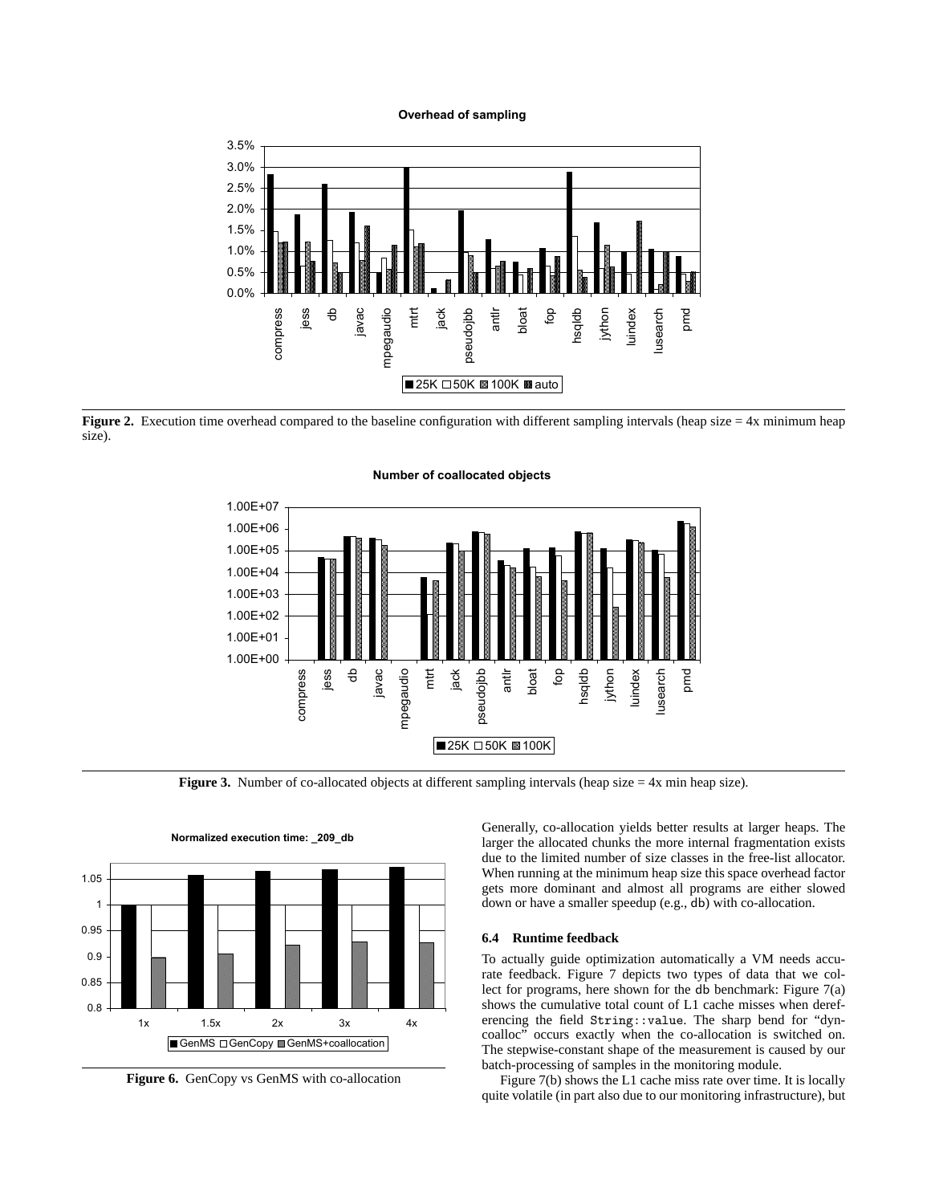**Figure 2.** Execution time overhead compared to the baseline configuration with different sampling intervals (heap size = 4x minimum heap size).

**Figure 3.** Number of co-allocated objects at different sampling intervals (heap size = 4x min heap size).

**Figure 6.** GenCopy vs GenMS with co-allocation

Generally, co-allocation yields better results at larger heaps. The larger the allocated chunks the more internal fragmentation exists due to the limited number of size classes in the free-list allocator. When running at the minimum heap size this space overhead factor gets more dominant and almost all programs are either slowed down or have a smaller speedup (e.g., db) with co-allocation.

### 6.4 Runtime feedback

To actually guide optimization automatically a VM needs accurate feedback. Figure 7 depicts two types of data that we collect for programs, here shown for the db benchmark: Figure 7(a) shows the cumulative total count of L1 cache misses when dereferencing the field `String::value`. The sharp bend for "dyn-coalloc" occurs exactly when the co-allocation is switched on. The stepwise-constant shape of the measurement is caused by our batch-processing of samples in the monitoring module.

Figure 7(b) shows the L1 cache miss rate over time. It is locally quite volatile (in part also due to our monitoring infrastructure), but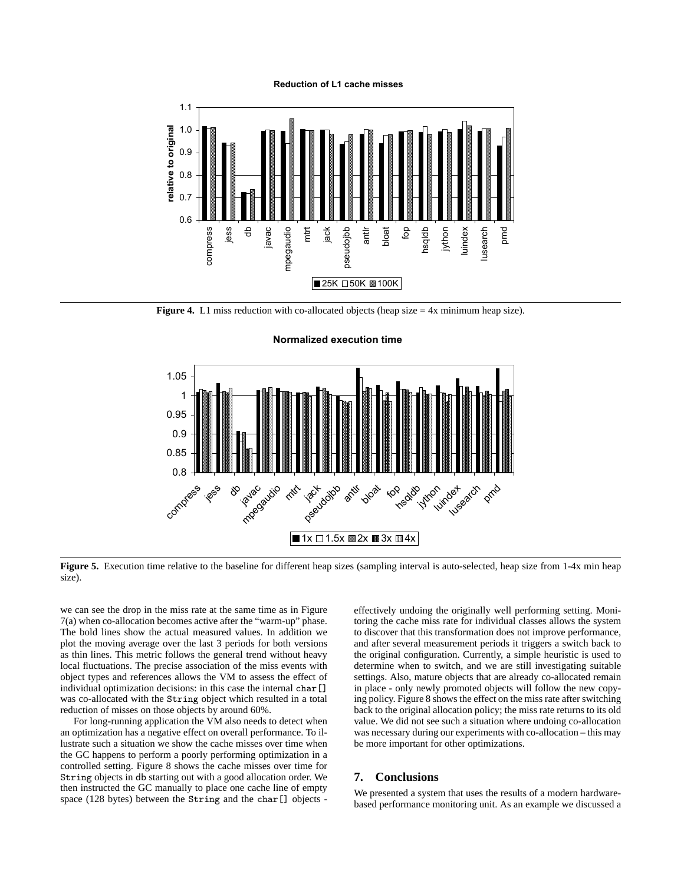Figure 4. L1 miss reduction with co-allocated objects (heap size = 4x minimum heap size).

Figure 5. Execution time relative to the baseline for different heap sizes (sampling interval is auto-selected, heap size from 1-4x min heap size).

we can see the drop in the miss rate at the same time as in Figure 7(a) when co-allocation becomes active after the "warm-up" phase. The bold lines show the actual measured values. In addition we plot the moving average over the last 3 periods for both versions as thin lines. This metric follows the general trend without heavy local fluctuations. The precise association of the miss events with object types and references allows the VM to assess the effect of individual optimization decisions: in this case the internal `char[]` was co-allocated with the `String` object which resulted in a total reduction of misses on those objects by around 60%.

For long-running application the VM also needs to detect when an optimization has a negative effect on overall performance. To illustrate such a situation we show the cache misses over time when the GC happens to perform a poorly performing optimization in a controlled setting. Figure 8 shows the cache misses over time for `String` objects in db starting out with a good allocation order. We then instructed the GC manually to place one cache line of empty space (128 bytes) between the `String` and the `char[]` objects - effectively undoing the originally well performing setting. Monitoring the cache miss rate for individual classes allows the system to discover that this transformation does not improve performance, and after several measurement periods it triggers a switch back to the original configuration. Currently, a simple heuristic is used to determine when to switch, and we are still investigating suitable settings. Also, mature objects that are already co-allocated remain in place - only newly promoted objects will follow the new copying policy. Figure 8 shows the effect on the miss rate after switching back to the original allocation policy; the miss rate returns to its old value. We did not see such a situation where undoing co-allocation was necessary during our experiments with co-allocation – this may be more important for other optimizations.

## 7. Conclusions

We presented a system that uses the results of a modern hardware-based performance monitoring unit. As an example we discussed a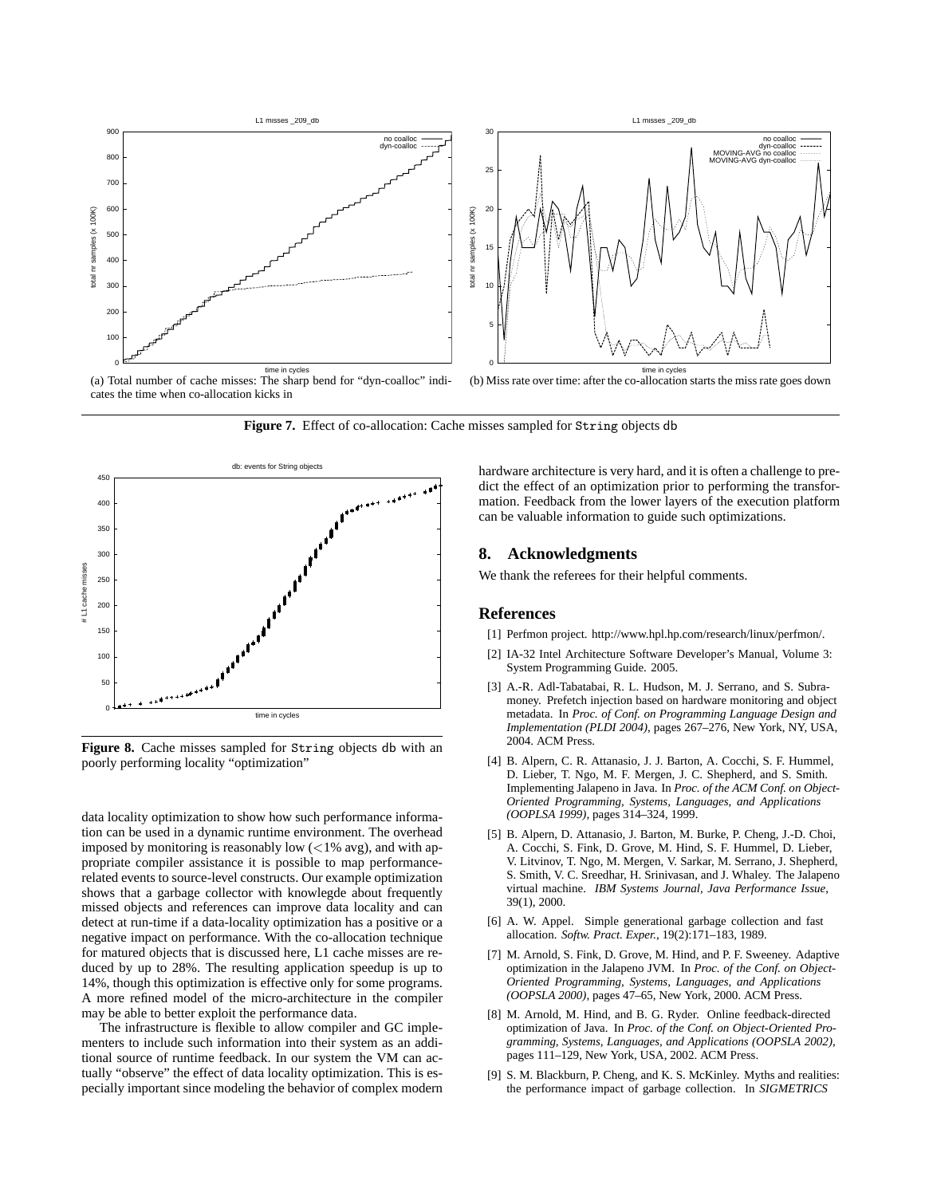(a) Total number of cache misses: The sharp bend for "dyn-coalloc" indicates the time when co-allocation kicks in

(b) Miss rate over time: after the co-allocation starts the miss rate goes down

**Figure 7.** Effect of co-allocation: Cache misses sampled for `String` objects db

**Figure 8.** Cache misses sampled for `String` objects db with an poorly performing locality "optimization"

data locality optimization to show how such performance information can be used in a dynamic runtime environment. The overhead imposed by monitoring is reasonably low (<1% avg), and with appropriate compiler assistance it is possible to map performance-related events to source-level constructs. Our example optimization shows that a garbage collector with knowlegde about frequently missed objects and references can improve data locality and can detect at run-time if a data-locality optimization has a positive or a negative impact on performance. With the co-allocation technique for matured objects that is discussed here, L1 cache misses are reduced by up to 28%. The resulting application speedup is up to 14%, though this optimization is effective only for some programs. A more refined model of the micro-architecture in the compiler may be able to better exploit the performance data.

The infrastructure is flexible to allow compiler and GC implementers to include such information into their system as an additional source of runtime feedback. In our system the VM can actually "observe" the effect of data locality optimization. This is especially important since modeling the behavior of complex modern hardware architecture is very hard, and it is often a challenge to predict the effect of an optimization prior to performing the transformation. Feedback from the lower layers of the execution platform can be valuable information to guide such optimizations.

## 8. Acknowledgments

We thank the referees for their helpful comments.

## References

[1] Perfmon project. http://www.hpl.hp.com/research/linux/perfmon/.

[2] IA-32 Intel Architecture Software Developer's Manual, Volume 3: System Programming Guide. 2005.

[3] A.-R. Adl-Tabatabai, R. L. Hudson, M. J. Serrano, and S. Subramoney. Prefetch injection based on hardware monitoring and object metadata. In *Proc. of Conf. on Programming Language Design and Implementation (PLDI 2004)*, pages 267–276, New York, NY, USA, 2004. ACM Press.

[4] B. Alpern, C. R. Attanasio, J. J. Barton, A. Cocchi, S. F. Hummel, D. Lieber, T. Ngo, M. F. Mergen, J. C. Shepherd, and S. Smith. Implementing Jalapeno in Java. In *Proc. of the ACM Conf. on Object-Oriented Programming, Systems, Languages, and Applications (OOPLSA 1999)*, pages 314–324, 1999.

[5] B. Alpern, D. Attanasio, J. Barton, M. Burke, P. Cheng, J.-D. Choi, A. Cocchi, S. Fink, D. Grove, M. Hind, S. F. Hummel, D. Lieber, V. Litvinov, T. Ngo, M. Mergen, V. Sarkar, M. Serrano, J. Shepherd, S. Smith, V. C. Sreedhar, H. Srinivasan, and J. Whaley. The Jalapeno virtual machine. *IBM Systems Journal, Java Performance Issue*, 39(1), 2000.

[6] A. W. Appel. Simple generational garbage collection and fast allocation. *Softw. Pract. Exper.*, 19(2):171–183, 1989.

[7] M. Arnold, S. Fink, D. Grove, M. Hind, and P. F. Sweeney. Adaptive optimization in the Jalapeno JVM. In *Proc. of the Conf. on Object-Oriented Programming, Systems, Languages, and Applications (OOPSLA 2000)*, pages 47–65, New York, 2000. ACM Press.

[8] M. Arnold, M. Hind, and B. G. Ryder. Online feedback-directed optimization of Java. In *Proc. of the Conf. on Object-Oriented Programming, Systems, Languages, and Applications (OOPSLA 2002)*, pages 111–129, New York, USA, 2002. ACM Press.

[9] S. M. Blackburn, P. Cheng, and K. S. McKinley. Myths and realities: the performance impact of garbage collection. In *SIGMETRICS*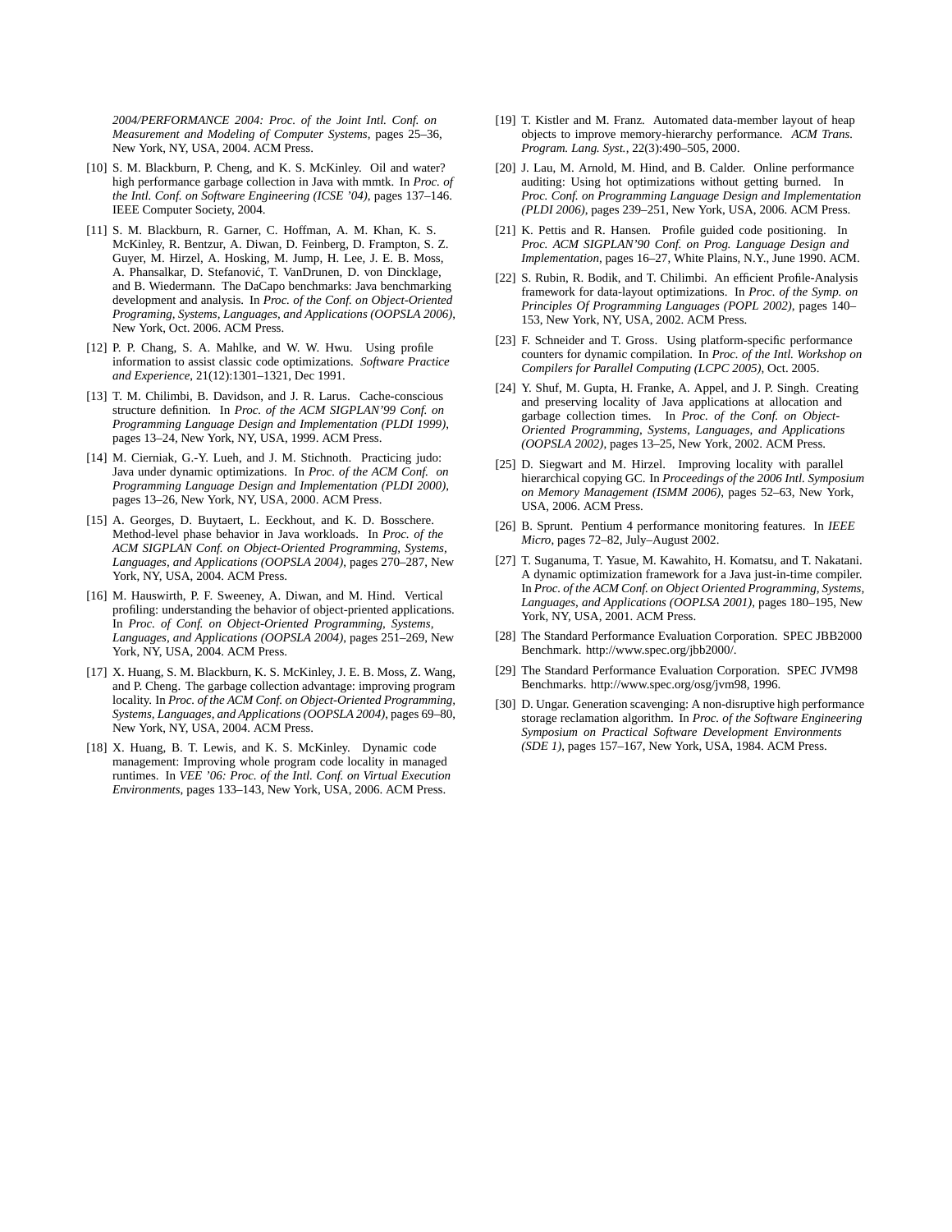2004/PERFORMANCE 2004: Proc. of the Joint Intl. Conf. on Measurement and Modeling of Computer Systems*, pages 25–36, New York, NY, USA, 2004. ACM Press.

[10] S. M. Blackburn, P. Cheng, and K. S. McKinley. Oil and water? high performance garbage collection in Java with mmtk. In *Proc. of the Intl. Conf. on Software Engineering (ICSE '04)*, pages 137–146. IEEE Computer Society, 2004.

[11] S. M. Blackburn, R. Garner, C. Hoffman, A. M. Khan, K. S. McKinley, R. Bentzur, A. Diwan, D. Feinberg, D. Frampton, S. Z. Guyer, M. Hirzel, A. Hosking, M. Jump, H. Lee, J. E. B. Moss, A. Phansalkar, D. Stefanović, T. VanDrunen, D. von Dincklage, and B. Wiedermann. The DaCapo benchmarks: Java benchmarking development and analysis. In *Proc. of the Conf. on Object-Oriented Programing, Systems, Languages, and Applications (OOPSLA 2006)*, New York, Oct. 2006. ACM Press.

[12] P. P. Chang, S. A. Mahlke, and W. W. Hwu. Using profile information to assist classic code optimizations. *Software Practice and Experience*, 21(12):1301–1321, Dec 1991.

[13] T. M. Chilimbi, B. Davidson, and J. R. Larus. Cache-conscious structure definition. In *Proc. of the ACM SIGPLAN'99 Conf. on Programming Language Design and Implementation (PLDI 1999)*, pages 13–24, New York, NY, USA, 1999. ACM Press.

[14] M. Cierniak, G.-Y. Lueh, and J. M. Stichnoth. Practicing judo: Java under dynamic optimizations. In *Proc. of the ACM Conf. on Programming Language Design and Implementation (PLDI 2000)*, pages 13–26, New York, NY, USA, 2000. ACM Press.

[15] A. Georges, D. Buytaert, L. Eeckhout, and K. D. Bosschere. Method-level phase behavior in Java workloads. In *Proc. of the ACM SIGPLAN Conf. on Object-Oriented Programming, Systems, Languages, and Applications (OOPSLA 2004)*, pages 270–287, New York, NY, USA, 2004. ACM Press.

[16] M. Hauswirth, P. F. Sweeney, A. Diwan, and M. Hind. Vertical profiling: understanding the behavior of object-priented applications. In *Proc. of Conf. on Object-Oriented Programming, Systems, Languages, and Applications (OOPSLA 2004)*, pages 251–269, New York, NY, USA, 2004. ACM Press.

[17] X. Huang, S. M. Blackburn, K. S. McKinley, J. E. B. Moss, Z. Wang, and P. Cheng. The garbage collection advantage: improving program locality. In *Proc. of the ACM Conf. on Object-Oriented Programming, Systems, Languages, and Applications (OOPSLA 2004)*, pages 69–80, New York, NY, USA, 2004. ACM Press.

[18] X. Huang, B. T. Lewis, and K. S. McKinley. Dynamic code management: Improving whole program code locality in managed runtimes. In *VEE '06: Proc. of the Intl. Conf. on Virtual Execution Environments*, pages 133–143, New York, USA, 2006. ACM Press.

[19] T. Kistler and M. Franz. Automated data-member layout of heap objects to improve memory-hierarchy performance. *ACM Trans. Program. Lang. Syst.*, 22(3):490–505, 2000.

[20] J. Lau, M. Arnold, M. Hind, and B. Calder. Online performance auditing: Using hot optimizations without getting burned. In *Proc. Conf. on Programming Language Design and Implementation (PLDI 2006)*, pages 239–251, New York, USA, 2006. ACM Press.

[21] K. Pettis and R. Hansen. Profile guided code positioning. In *Proc. ACM SIGPLAN'90 Conf. on Prog. Language Design and Implementation*, pages 16–27, White Plains, N.Y., June 1990. ACM.

[22] S. Rubin, R. Bodik, and T. Chilimbi. An efficient Profile-Analysis framework for data-layout optimizations. In *Proc. of the Symp. on Principles Of Programming Languages (POPL 2002)*, pages 140–153, New York, NY, USA, 2002. ACM Press.

[23] F. Schneider and T. Gross. Using platform-specific performance counters for dynamic compilation. In *Proc. of the Intl. Workshop on Compilers for Parallel Computing (LCPC 2005)*, Oct. 2005.

[24] Y. Shuf, M. Gupta, H. Franke, A. Appel, and J. P. Singh. Creating and preserving locality of Java applications at allocation and garbage collection times. In *Proc. of the Conf. on Object-Oriented Programming, Systems, Languages, and Applications (OOPSLA 2002)*, pages 13–25, New York, 2002. ACM Press.

[25] D. Siegwart and M. Hirzel. Improving locality with parallel hierarchical copying GC. In *Proceedings of the 2006 Intl. Symposium on Memory Management (ISMM 2006)*, pages 52–63, New York, USA, 2006. ACM Press.

[26] B. Sprunt. Pentium 4 performance monitoring features. In *IEEE Micro*, pages 72–82, July–August 2002.

[27] T. Suganuma, T. Yasue, M. Kawahito, H. Komatsu, and T. Nakatani. A dynamic optimization framework for a Java just-in-time compiler. In *Proc. of the ACM Conf. on Object Oriented Programming, Systems, Languages, and Applications (OOPLSA 2001)*, pages 180–195, New York, NY, USA, 2001. ACM Press.

[28] The Standard Performance Evaluation Corporation. SPEC JBB2000 Benchmark. http://www.spec.org/jbb2000/.

[29] The Standard Performance Evaluation Corporation. SPEC JVM98 Benchmarks. http://www.spec.org/osg/jvm98, 1996.

[30] D. Ungar. Generation scavenging: A non-disruptive high performance storage reclamation algorithm. In *Proc. of the Software Engineering Symposium on Practical Software Development Environments (SDE 1)*, pages 157–167, New York, USA, 1984. ACM Press.